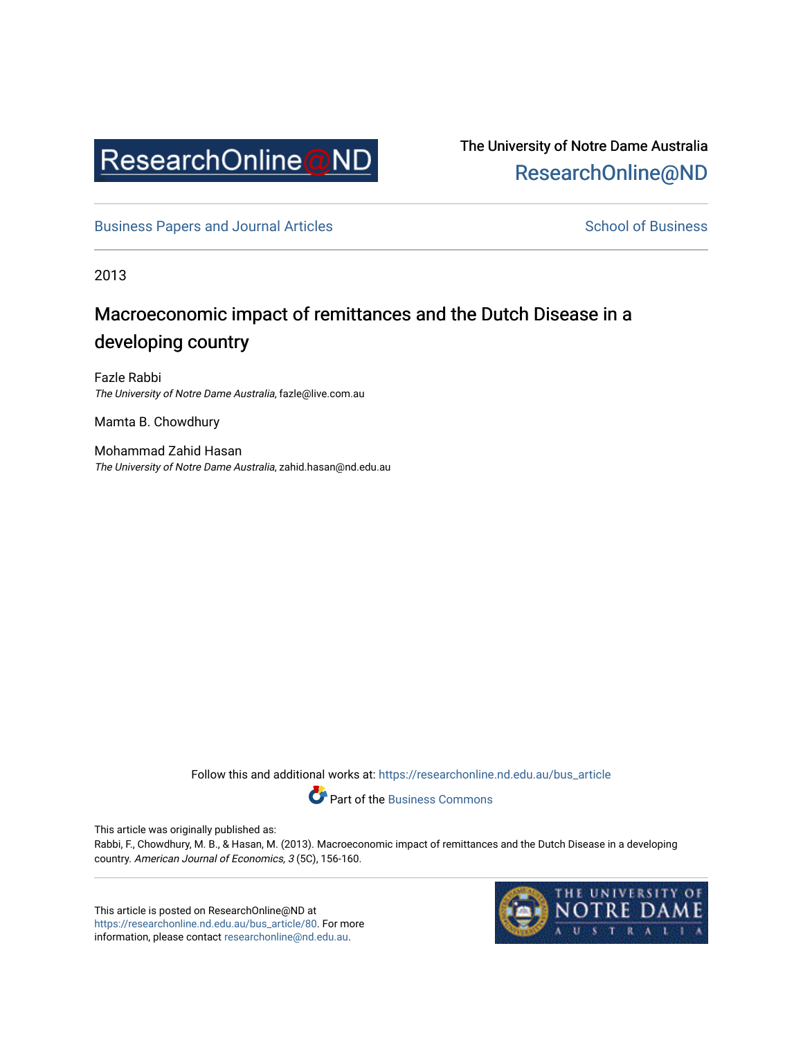ResearchOnline@ND

The University of Notre Dame Australia
ResearchOnline@ND

Business Papers and Journal Articles | School of Business

2013

# Macroeconomic impact of remittances and the Dutch Disease in a developing country

Fazle Rabbi
*The University of Notre Dame Australia*, fazle@live.com.au

Mamta B. Chowdhury

Mohammad Zahid Hasan
*The University of Notre Dame Australia*, zahid.hasan@nd.edu.au

Follow this and additional works at: https://researchonline.nd.edu.au/bus_article

Part of the Business Commons

This article was originally published as:
Rabbi, F., Chowdhury, M. B., & Hasan, M. (2013). Macroeconomic impact of remittances and the Dutch Disease in a developing country. *American Journal of Economics, 3* (5C), 156-160.

This article is posted on ResearchOnline@ND at https://researchonline.nd.edu.au/bus_article/80. For more information, please contact researchonline@nd.edu.au.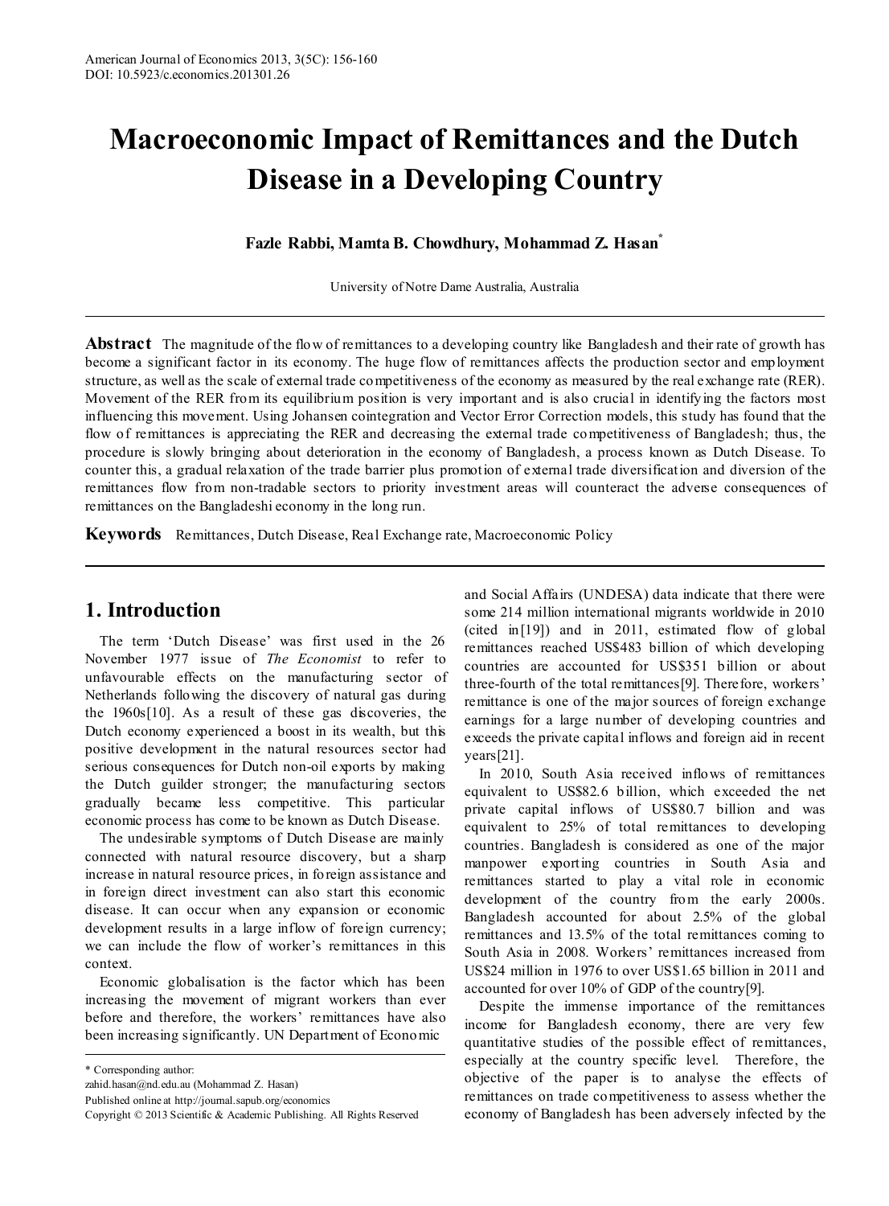# Macroeconomic Impact of Remittances and the Dutch Disease in a Developing Country

**Fazle Rabbi, Mamta B. Chowdhury, Mohammad Z. Hasan***

University of Notre Dame Australia, Australia

**Abstract** The magnitude of the flow of remittances to a developing country like Bangladesh and their rate of growth has become a significant factor in its economy. The huge flow of remittances affects the production sector and employment structure, as well as the scale of external trade competitiveness of the economy as measured by the real exchange rate (RER). Movement of the RER from its equilibrium position is very important and is also crucial in identifying the factors most influencing this movement. Using Johansen cointegration and Vector Error Correction models, this study has found that the flow of remittances is appreciating the RER and decreasing the external trade competitiveness of Bangladesh; thus, the procedure is slowly bringing about deterioration in the economy of Bangladesh, a process known as Dutch Disease. To counter this, a gradual relaxation of the trade barrier plus promotion of external trade diversification and diversion of the remittances flow from non-tradable sectors to priority investment areas will counteract the adverse consequences of remittances on the Bangladeshi economy in the long run.

**Keywords** Remittances, Dutch Disease, Real Exchange rate, Macroeconomic Policy

## 1. Introduction

The term 'Dutch Disease' was first used in the 26 November 1977 issue of *The Economist* to refer to unfavourable effects on the manufacturing sector of Netherlands following the discovery of natural gas during the 1960s[10]. As a result of these gas discoveries, the Dutch economy experienced a boost in its wealth, but this positive development in the natural resources sector had serious consequences for Dutch non-oil exports by making the Dutch guilder stronger; the manufacturing sectors gradually became less competitive. This particular economic process has come to be known as Dutch Disease.

The undesirable symptoms of Dutch Disease are mainly connected with natural resource discovery, but a sharp increase in natural resource prices, in foreign assistance and in foreign direct investment can also start this economic disease. It can occur when any expansion or economic development results in a large inflow of foreign currency; we can include the flow of worker's remittances in this context.

Economic globalisation is the factor which has been increasing the movement of migrant workers than ever before and therefore, the workers' remittances have also been increasing significantly. UN Department of Economic and Social Affairs (UNDESA) data indicate that there were some 214 million international migrants worldwide in 2010 (cited in[19]) and in 2011, estimated flow of global remittances reached US$483 billion of which developing countries are accounted for US$351 billion or about three-fourth of the total remittances[9]. Therefore, workers' remittance is one of the major sources of foreign exchange earnings for a large number of developing countries and exceeds the private capital inflows and foreign aid in recent years[21].

In 2010, South Asia received inflows of remittances equivalent to US$82.6 billion, which exceeded the net private capital inflows of US$80.7 billion and was equivalent to 25% of total remittances to developing countries. Bangladesh is considered as one of the major manpower exporting countries in South Asia and remittances started to play a vital role in economic development of the country from the early 2000s. Bangladesh accounted for about 2.5% of the global remittances and 13.5% of the total remittances coming to South Asia in 2008. Workers' remittances increased from US$24 million in 1976 to over US$1.65 billion in 2011 and accounted for over 10% of GDP of the country[9].

Despite the immense importance of the remittances income for Bangladesh economy, there are very few quantitative studies of the possible effect of remittances, especially at the country specific level. Therefore, the objective of the paper is to analyse the effects of remittances on trade competitiveness to assess whether the economy of Bangladesh has been adversely infected by the

---

* Corresponding author:
zahid.hasan@nd.edu.au (Mohammad Z. Hasan)
Published online at http://journal.sapub.org/economics
Copyright © 2013 Scientific & Academic Publishing. All Rights Reserved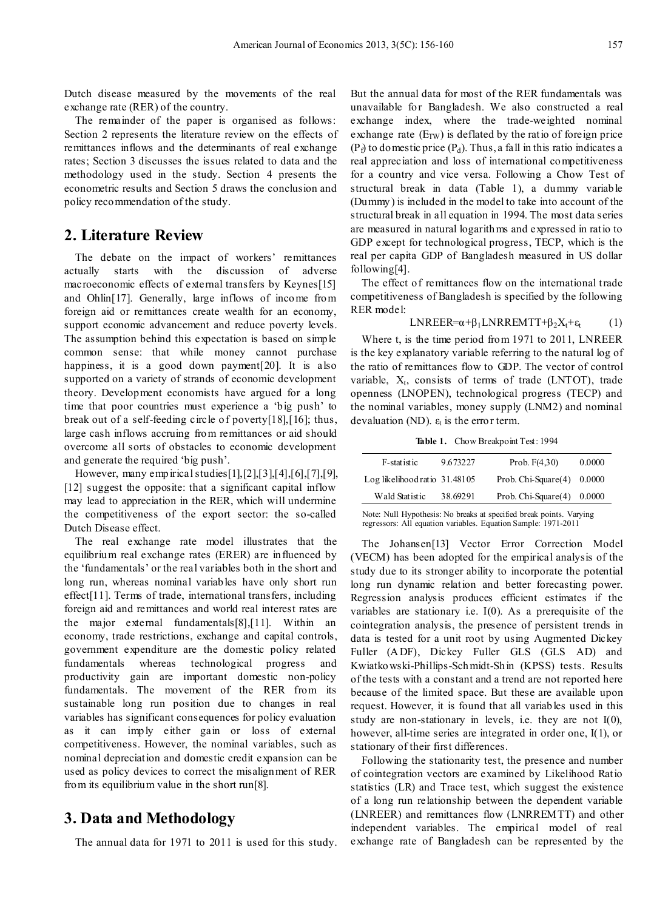Dutch disease measured by the movements of the real exchange rate (RER) of the country.

The remainder of the paper is organised as follows: Section 2 represents the literature review on the effects of remittances inflows and the determinants of real exchange rates; Section 3 discusses the issues related to data and the methodology used in the study. Section 4 presents the econometric results and Section 5 draws the conclusion and policy recommendation of the study.

## 2. Literature Review

The debate on the impact of workers' remittances actually starts with the discussion of adverse macroeconomic effects of external transfers by Keynes[15] and Ohlin[17]. Generally, large inflows of income from foreign aid or remittances create wealth for an economy, support economic advancement and reduce poverty levels. The assumption behind this expectation is based on simple common sense: that while money cannot purchase happiness, it is a good down payment[20]. It is also supported on a variety of strands of economic development theory. Development economists have argued for a long time that poor countries must experience a 'big push' to break out of a self-feeding circle of poverty[18],[16]; thus, large cash inflows accruing from remittances or aid should overcome all sorts of obstacles to economic development and generate the required 'big push'.

However, many empirical studies[1],[2],[3],[4],[6],[7],[9],[12] suggest the opposite: that a significant capital inflow may lead to appreciation in the RER, which will undermine the competitiveness of the export sector: the so-called Dutch Disease effect.

The real exchange rate model illustrates that the equilibrium real exchange rates (ERER) are influenced by the 'fundamentals' or the real variables both in the short and long run, whereas nominal variables have only short run effect[11]. Terms of trade, international transfers, including foreign aid and remittances and world real interest rates are the major external fundamentals[8],[11]. Within an economy, trade restrictions, exchange and capital controls, government expenditure are the domestic policy related fundamentals whereas technological progress and productivity gain are important domestic non-policy fundamentals. The movement of the RER from its sustainable long run position due to changes in real variables has significant consequences for policy evaluation as it can imply either gain or loss of external competitiveness. However, the nominal variables, such as nominal depreciation and domestic credit expansion can be used as policy devices to correct the misalignment of RER from its equilibrium value in the short run[8].

## 3. Data and Methodology

The annual data for 1971 to 2011 is used for this study. But the annual data for most of the RER fundamentals was unavailable for Bangladesh. We also constructed a real exchange index, where the trade-weighted nominal exchange rate ($E_{TW}$) is deflated by the ratio of foreign price ($P_f$) to domestic price ($P_d$). Thus, a fall in this ratio indicates a real appreciation and loss of international competitiveness for a country and vice versa. Following a Chow Test of structural break in data (Table 1), a dummy variable (Dummy) is included in the model to take into account of the structural break in all equation in 1994. The most data series are measured in natural logarithms and expressed in ratio to GDP except for technological progress, TECP, which is the real per capita GDP of Bangladesh measured in US dollar following[4].

The effect of remittances flow on the international trade competitiveness of Bangladesh is specified by the following RER model:

$$LNREER = \alpha + \beta_1 LNRREMTT + \beta_2 X_t + \varepsilon_t \qquad (1)$$

Where t, is the time period from 1971 to 2011, LNREER is the key explanatory variable referring to the natural log of the ratio of remittances flow to GDP. The vector of control variable, $X_t$, consists of terms of trade (LNTOT), trade openness (LNOPEN), technological progress (TECP) and the nominal variables, money supply (LNM2) and nominal devaluation (ND). $\varepsilon_t$ is the error term.

**Table 1.** Chow Breakpoint Test: 1994

| | | | |
|---|---|---|---|
| F-statistic | 9.673227 | Prob. F(4,30) | 0.0000 |
| Log likelihood ratio | 31.48105 | Prob. Chi-Square(4) | 0.0000 |
| Wald Statistic | 38.69291 | Prob. Chi-Square(4) | 0.0000 |

Note: Null Hypothesis: No breaks at specified break points. Varying regressors: All equation variables. Equation Sample: 1971-2011

The Johansen[13] Vector Error Correction Model (VECM) has been adopted for the empirical analysis of the study due to its stronger ability to incorporate the potential long run dynamic relation and better forecasting power. Regression analysis produces efficient estimates if the variables are stationary i.e. I(0). As a prerequisite of the cointegration analysis, the presence of persistent trends in data is tested for a unit root by using Augmented Dickey Fuller (ADF), Dickey Fuller GLS (GLS AD) and Kwiatkowski-Phillips-Schmidt-Shin (KPSS) tests. Results of the tests with a constant and a trend are not reported here because of the limited space. But these are available upon request. However, it is found that all variables used in this study are non-stationary in levels, i.e. they are not I(0), however, all-time series are integrated in order one, I(1), or stationary of their first differences.

Following the stationarity test, the presence and number of cointegration vectors are examined by Likelihood Ratio statistics (LR) and Trace test, which suggest the existence of a long run relationship between the dependent variable (LNREER) and remittances flow (LNRREMTT) and other independent variables. The empirical model of real exchange rate of Bangladesh can be represented by the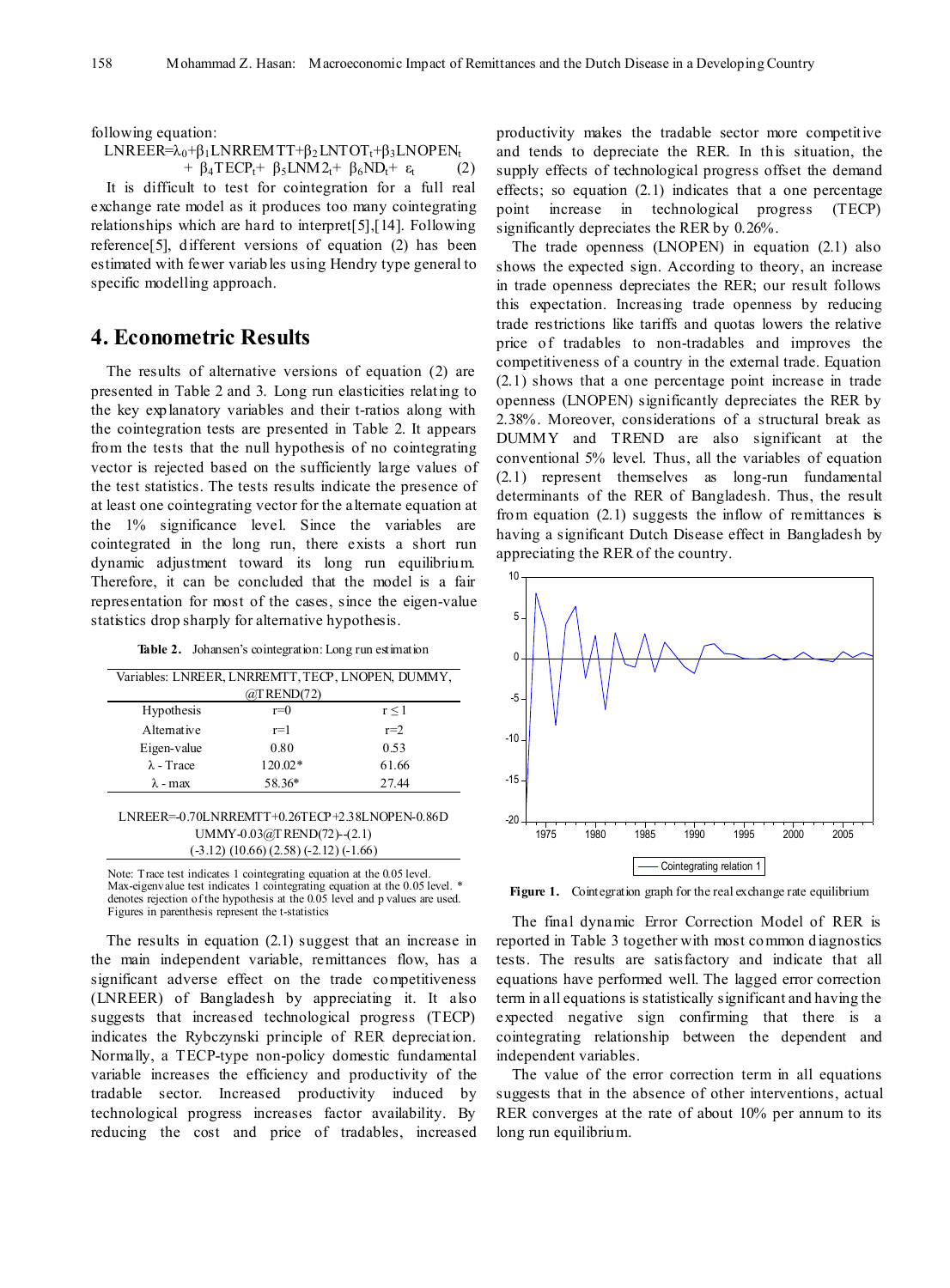following equation:

$$LNREER=\lambda_0+\beta_1 LNRREMTT+\beta_2 LNTOT_t+\beta_3 LNOPEN_t + \beta_4 TECP_t+ \beta_5 LNM2_t+ \beta_6 ND_t+ \varepsilon_t \quad (2)$$

It is difficult to test for cointegration for a full real exchange rate model as it produces too many cointegrating relationships which are hard to interpret[5],[14]. Following reference[5], different versions of equation (2) has been estimated with fewer variables using Hendry type general to specific modelling approach.

## 4. Econometric Results

The results of alternative versions of equation (2) are presented in Table 2 and 3. Long run elasticities relating to the key explanatory variables and their t-ratios along with the cointegration tests are presented in Table 2. It appears from the tests that the null hypothesis of no cointegrating vector is rejected based on the sufficiently large values of the test statistics. The tests results indicate the presence of at least one cointegrating vector for the alternate equation at the 1% significance level. Since the variables are cointegrated in the long run, there exists a short run dynamic adjustment toward its long run equilibrium. Therefore, it can be concluded that the model is a fair representation for most of the cases, since the eigen-value statistics drop sharply for alternative hypothesis.

**Table 2.** Johansen's cointegration: Long run estimation

| Variables: LNREER, LNRREMTT, TECP, LNOPEN, DUMMY, @TREND(72) | | |
|---|---|---|
| Hypothesis | r=0 | r ≤ 1 |
| Alternative | r=1 | r=2 |
| Eigen-value | 0.80 | 0.53 |
| λ - Trace | 120.02* | 61.66 |
| λ - max | 58.36* | 27.44 |

LNREER=-0.70LNRREMTT+0.26TECP+2.38LNOPEN-0.86DUMMY-0.03@TREND(72)--(2.1)
(-3.12) (10.66) (2.58) (-2.12) (-1.66)

Note: Trace test indicates 1 cointegrating equation at the 0.05 level. Max-eigenvalue test indicates 1 cointegrating equation at the 0.05 level. * denotes rejection of the hypothesis at the 0.05 level and p values are used. Figures in parenthesis represent the t-statistics

The results in equation (2.1) suggest that an increase in the main independent variable, remittances flow, has a significant adverse effect on the trade competitiveness (LNREER) of Bangladesh by appreciating it. It also suggests that increased technological progress (TECP) indicates the Rybczynski principle of RER depreciation. Normally, a TECP-type non-policy domestic fundamental variable increases the efficiency and productivity of the tradable sector. Increased productivity induced by technological progress increases factor availability. By reducing the cost and price of tradables, increased productivity makes the tradable sector more competitive and tends to depreciate the RER. In this situation, the supply effects of technological progress offset the demand effects; so equation (2.1) indicates that a one percentage point increase in technological progress (TECP) significantly depreciates the RER by 0.26%.

The trade openness (LNOPEN) in equation (2.1) also shows the expected sign. According to theory, an increase in trade openness depreciates the RER; our result follows this expectation. Increasing trade openness by reducing trade restrictions like tariffs and quotas lowers the relative price of tradables to non-tradables and improves the competitiveness of a country in the external trade. Equation (2.1) shows that a one percentage point increase in trade openness (LNOPEN) significantly depreciates the RER by 2.38%. Moreover, considerations of a structural break as DUMMY and TREND are also significant at the conventional 5% level. Thus, all the variables of equation (2.1) represent themselves as long-run fundamental determinants of the RER of Bangladesh. Thus, the result from equation (2.1) suggests the inflow of remittances is having a significant Dutch Disease effect in Bangladesh by appreciating the RER of the country.

**Figure 1.** Cointegration graph for the real exchange rate equilibrium

The final dynamic Error Correction Model of RER is reported in Table 3 together with most common diagnostics tests. The results are satisfactory and indicate that all equations have performed well. The lagged error correction term in all equations is statistically significant and having the expected negative sign confirming that there is a cointegrating relationship between the dependent and independent variables.

The value of the error correction term in all equations suggests that in the absence of other interventions, actual RER converges at the rate of about 10% per annum to its long run equilibrium.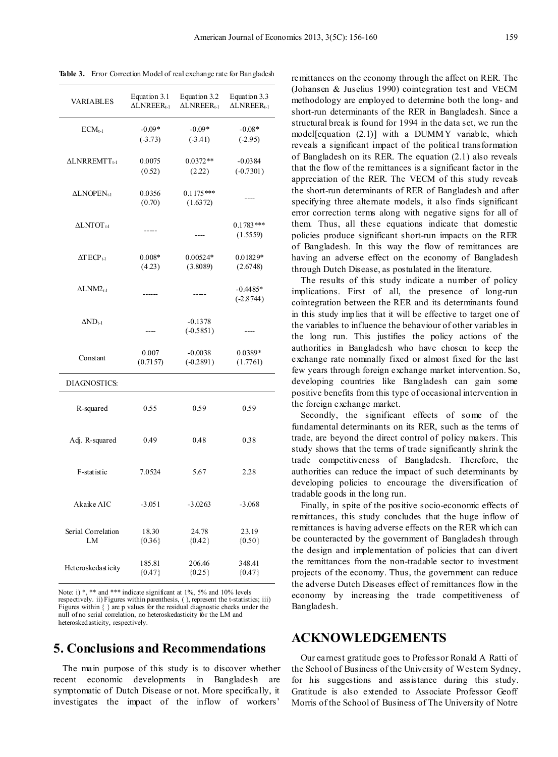**Table 3.** Error Correction Model of real exchange rate for Bangladesh

| VARIABLES | Equation 3.1 $\Delta LNREER_{t-1}$ | Equation 3.2 $\Delta LNREER_{t-1}$ | Equation 3.3 $\Delta LNREER_{t-1}$ |
|---|---|---|---|
| $ECM_{t-1}$ | -0.09* (-3.73) | -0.09* (-3.41) | -0.08* (-2.95) |
| $\Delta LNRREMTT_{t-1}$ | 0.0075 (0.52) | 0.0372** (2.22) | -0.0384 (-0.7301) |
| $\Delta LNOPEN_{t-1}$ | 0.0356 (0.70) | 0.1175*** (1.6372) | ---- |
| $\Delta LNTOT_{t-1}$ | ----- | ---- | 0.1783*** (1.5559) |
| $\Delta TECP_{t-1}$ | 0.008* (4.23) | 0.00524* (3.8089) | 0.01829* (2.6748) |
| $\Delta LNM2_{t-1}$ | ------ | ----- | -0.4485* (-2.8744) |
| $\Delta ND_{t-1}$ | ---- | -0.1378 (-0.5851) | ---- |
| Constant | 0.007 (0.7157) | -0.0038 (-0.2891) | 0.0389* (1.7761) |
| DIAGNOSTICS: | | | |
| R-squared | 0.55 | 0.59 | 0.59 |
| Adj. R-squared | 0.49 | 0.48 | 0.38 |
| F-statistic | 7.0524 | 5.67 | 2.28 |
| Akaike AIC | -3.051 | -3.0263 | -3.068 |
| Serial Correlation LM | 18.30 {0.36} | 24.78 {0.42} | 23.19 {0.50} |
| Heteroskedasticity | 185.81 {0.47} | 206.46 {0.25} | 348.41 {0.47} |

Note: i) *, ** and *** indicate significant at 1%, 5% and 10% levels respectively. ii) Figures within parenthesis, ( ), represent the t-statistics; iii) Figures within { } are p values for the residual diagnostic checks under the null of no serial correlation, no heteroskedasticity for the LM and heteroskedasticity, respectively.

## 5. Conclusions and Recommendations

The main purpose of this study is to discover whether recent economic developments in Bangladesh are symptomatic of Dutch Disease or not. More specifically, it investigates the impact of the inflow of workers' remittances on the economy through the affect on RER. The (Johansen & Juselius 1990) cointegration test and VECM methodology are employed to determine both the long- and short-run determinants of the RER in Bangladesh. Since a structural break is found for 1994 in the data set, we run the model[equation (2.1)] with a DUMMY variable, which reveals a significant impact of the political transformation of Bangladesh on its RER. The equation (2.1) also reveals that the flow of the remittances is a significant factor in the appreciation of the RER. The VECM of this study reveals the short-run determinants of RER of Bangladesh and after specifying three alternate models, it also finds significant error correction terms along with negative signs for all of them. Thus, all these equations indicate that domestic policies produce significant short-run impacts on the RER of Bangladesh. In this way the flow of remittances are having an adverse effect on the economy of Bangladesh through Dutch Disease, as postulated in the literature.

The results of this study indicate a number of policy implications. First of all, the presence of long-run cointegration between the RER and its determinants found in this study implies that it will be effective to target one of the variables to influence the behaviour of other variables in the long run. This justifies the policy actions of the authorities in Bangladesh who have chosen to keep the exchange rate nominally fixed or almost fixed for the last few years through foreign exchange market intervention. So, developing countries like Bangladesh can gain some positive benefits from this type of occasional intervention in the foreign exchange market.

Secondly, the significant effects of some of the fundamental determinants on its RER, such as the terms of trade, are beyond the direct control of policy makers. This study shows that the terms of trade significantly shrink the trade competitiveness of Bangladesh. Therefore, the authorities can reduce the impact of such determinants by developing policies to encourage the diversification of tradable goods in the long run.

Finally, in spite of the positive socio-economic effects of remittances, this study concludes that the huge inflow of remittances is having adverse effects on the RER which can be counteracted by the government of Bangladesh through the design and implementation of policies that can divert the remittances from the non-tradable sector to investment projects of the economy. Thus, the government can reduce the adverse Dutch Diseases effect of remittances flow in the economy by increasing the trade competitiveness of Bangladesh.

## ACKNOWLEDGEMENTS

Our earnest gratitude goes to Professor Ronald A Ratti of the School of Business of the University of Western Sydney, for his suggestions and assistance during this study. Gratitude is also extended to Associate Professor Geoff Morris of the School of Business of The University of Notre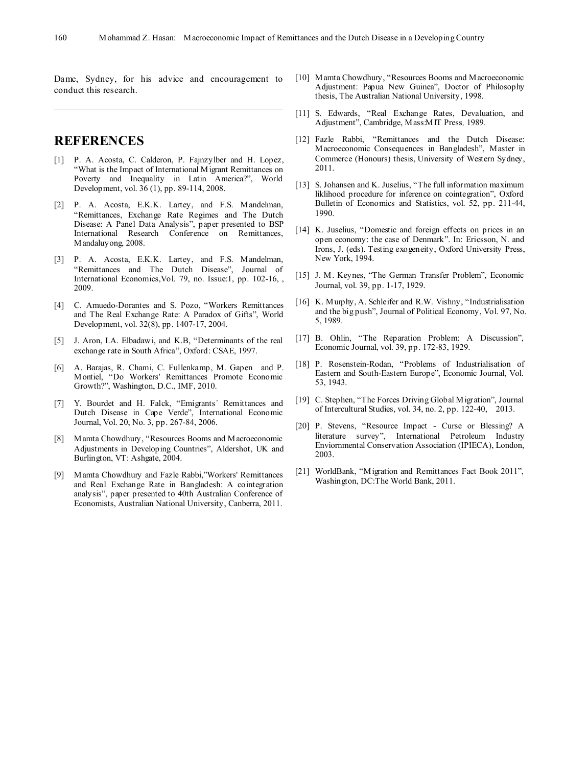Dame, Sydney, for his advice and encouragement to conduct this research.

## REFERENCES

[1] P. A. Acosta, C. Calderon, P. Fajnzylber and H. Lopez, "What is the Impact of International Migrant Remittances on Poverty and Inequality in Latin America?", World Development, vol. 36 (1), pp. 89-114, 2008.

[2] P. A. Acosta, E.K.K. Lartey, and F.S. Mandelman, "Remittances, Exchange Rate Regimes and The Dutch Disease: A Panel Data Analysis", paper presented to BSP International Research Conference on Remittances, Mandaluyong, 2008.

[3] P. A. Acosta, E.K.K. Lartey, and F.S. Mandelman, "Remittances and The Dutch Disease", Journal of International Economics,Vol. 79, no. Issue:1, pp. 102-16, , 2009.

[4] C. Amuedo-Dorantes and S. Pozo, "Workers Remittances and The Real Exchange Rate: A Paradox of Gifts", World Development, vol. 32(8), pp. 1407-17, 2004.

[5] J. Aron, I.A. Elbadawi, and K.B, "Determinants of the real exchange rate in South Africa", Oxford: CSAE, 1997.

[6] A. Barajas, R. Chami, C. Fullenkamp, M. Gapen and P. Montiel, "Do Workers' Remittances Promote Economic Growth?", Washington, D.C., IMF, 2010.

[7] Y. Bourdet and H. Falck, "Emigrants´ Remittances and Dutch Disease in Cape Verde", International Economic Journal, Vol. 20, No. 3, pp. 267-84, 2006.

[8] Mamta Chowdhury, "Resources Booms and Macroeconomic Adjustments in Developing Countries", Aldershot, UK and Burlington, VT: Ashgate, 2004.

[9] Mamta Chowdhury and Fazle Rabbi,"Workers' Remittances and Real Exchange Rate in Bangladesh: A cointegration analysis", paper presented to 40th Australian Conference of Economists, Australian National University, Canberra, 2011.

[10] Mamta Chowdhury, "Resources Booms and Macroeconomic Adjustment: Papua New Guinea", Doctor of Philosophy thesis, The Australian National University, 1998.

[11] S. Edwards, "Real Exchange Rates, Devaluation, and Adjustment", Cambridge, Mass:MIT Press, 1989.

[12] Fazle Rabbi, "Remittances and the Dutch Disease: Macroeconomic Consequences in Bangladesh", Master in Commerce (Honours) thesis, University of Western Sydney, 2011.

[13] S. Johansen and K. Juselius, "The full information maximum liklihood procedure for inference on cointegration", Oxford Bulletin of Economics and Statistics, vol. 52, pp. 211-44, 1990.

[14] K. Juselius, "Domestic and foreign effects on prices in an open economy: the case of Denmark". In: Ericsson, N. and Irons, J. (eds). Testing exogeneity, Oxford University Press, New York, 1994.

[15] J. M. Keynes, "The German Transfer Problem", Economic Journal, vol. 39, pp. 1-17, 1929.

[16] K. Murphy, A. Schleifer and R.W. Vishny, "Industrialisation and the big push", Journal of Political Economy, Vol. 97, No. 5, 1989.

[17] B. Ohlin, "The Reparation Problem: A Discussion", Economic Journal, vol. 39, pp. 172-83, 1929.

[18] P. Rosenstein-Rodan, "Problems of Industrialisation of Eastern and South-Eastern Europe", Economic Journal, Vol. 53, 1943.

[19] C. Stephen, "The Forces Driving Global Migration", Journal of Intercultural Studies, vol. 34, no. 2, pp. 122-40, 2013.

[20] P. Stevens, "Resource Impact - Curse or Blessing? A literature survey", International Petroleum Industry Enviornmental Conservation Association (IPIECA), London, 2003.

[21] WorldBank, "Migration and Remittances Fact Book 2011", Washington, DC:The World Bank, 2011.